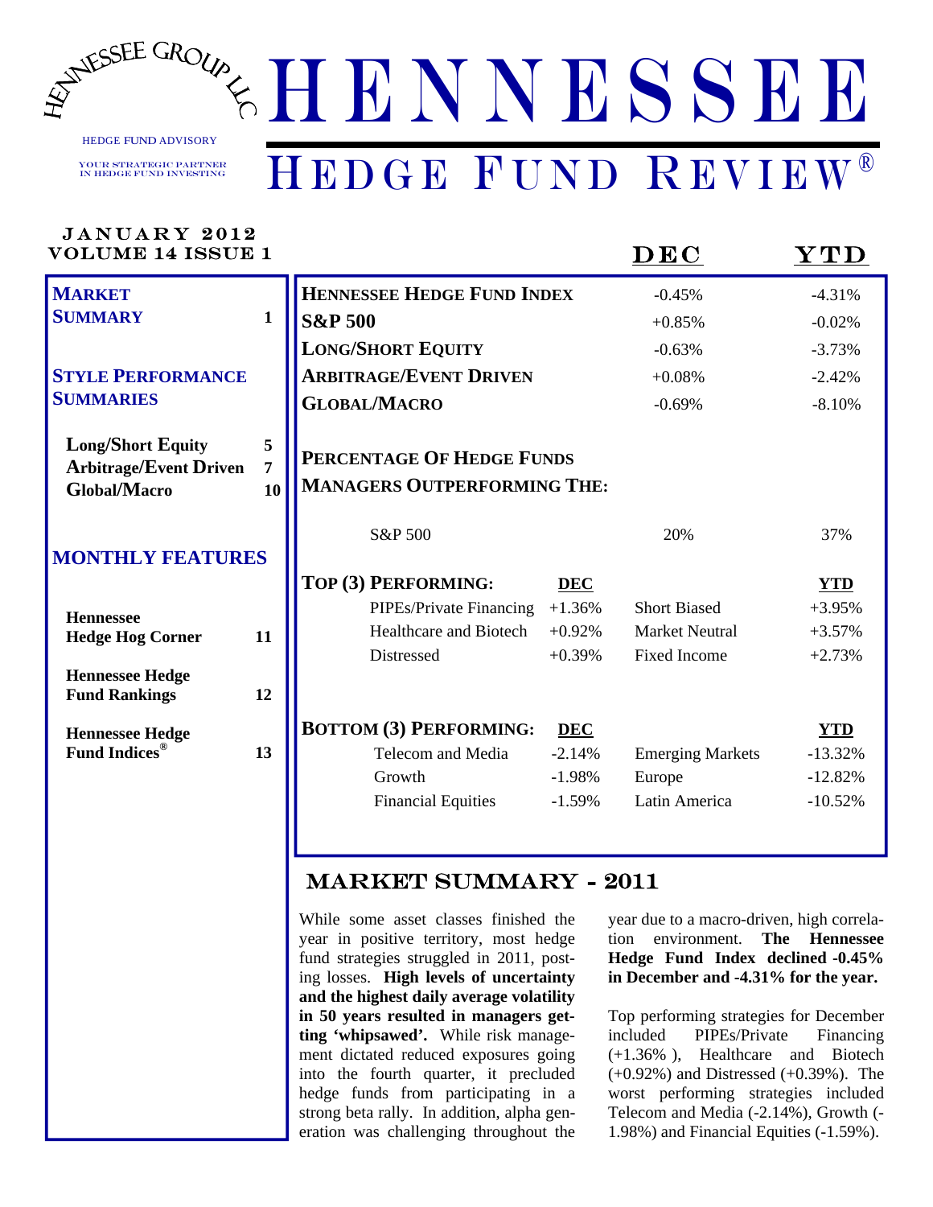# HENNESSEE

## HEDGE FUND REVIEW®

HENNESSEE GROUP LLC

HEDGE FUND ADVISORY

YOUR STRATEGIC PARTNER IN HEDGE FUND INVESTING

JANUARY 2012
VOLUME 14 ISSUE 1

| | Page |
|---|---|
| **MARKET SUMMARY** | 1 |
| **STYLE PERFORMANCE SUMMARIES** | |
| Long/Short Equity | 5 |
| Arbitrage/Event Driven | 7 |
| Global/Macro | 10 |
| **MONTHLY FEATURES** | |
| Hennessee Hedge Hog Corner | 11 |
| Hennessee Hedge Fund Rankings | 12 |
| Hennessee Hedge Fund Indices® | 13 |

| | DEC | YTD |
|---|---|---|
| **HENNESSEE HEDGE FUND INDEX** | -0.45% | -4.31% |
| **S&P 500** | +0.85% | -0.02% |
| **LONG/SHORT EQUITY** | -0.63% | -3.73% |
| **ARBITRAGE/EVENT DRIVEN** | +0.08% | -2.42% |
| **GLOBAL/MACRO** | -0.69% | -8.10% |

**PERCENTAGE OF HEDGE FUNDS MANAGERS OUTPERFORMING THE:**

| | DEC | YTD |
|---|---|---|
| S&P 500 | 20% | 37% |

| TOP (3) PERFORMING: | DEC | | YTD |
|---|---|---|---|
| PIPEs/Private Financing | +1.36% | Short Biased | +3.95% |
| Healthcare and Biotech | +0.92% | Market Neutral | +3.57% |
| Distressed | +0.39% | Fixed Income | +2.73% |

| BOTTOM (3) PERFORMING: | DEC | | YTD |
|---|---|---|---|
| Telecom and Media | -2.14% | Emerging Markets | -13.32% |
| Growth | -1.98% | Europe | -12.82% |
| Financial Equities | -1.59% | Latin America | -10.52% |

## MARKET SUMMARY - 2011

While some asset classes finished the year in positive territory, most hedge fund strategies struggled in 2011, posting losses. **High levels of uncertainty and the highest daily average volatility in 50 years resulted in managers getting 'whipsawed'.** While risk management dictated reduced exposures going into the fourth quarter, it precluded hedge funds from participating in a strong beta rally. In addition, alpha generation was challenging throughout the year due to a macro-driven, high correlation environment. **The Hennessee Hedge Fund Index declined -0.45% in December and -4.31% for the year.**

Top performing strategies for December included PIPEs/Private Financing (+1.36% ), Healthcare and Biotech (+0.92%) and Distressed (+0.39%). The worst performing strategies included Telecom and Media (-2.14%), Growth (-1.98%) and Financial Equities (-1.59%).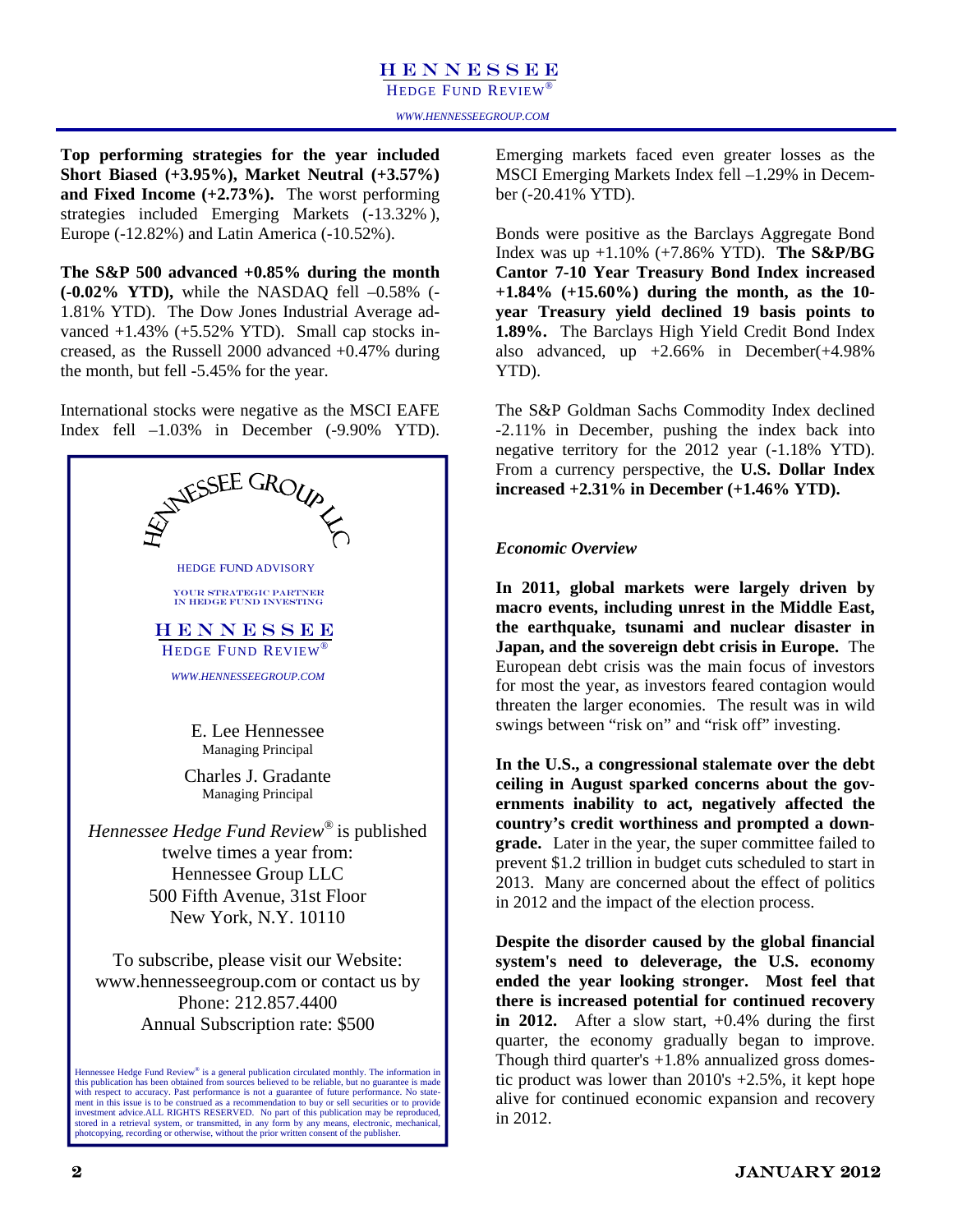**Top performing strategies for the year included Short Biased (+3.95%), Market Neutral (+3.57%) and Fixed Income (+2.73%).** The worst performing strategies included Emerging Markets (-13.32%), Europe (-12.82%) and Latin America (-10.52%).

**The S&P 500 advanced +0.85% during the month (-0.02% YTD),** while the NASDAQ fell –0.58% (-1.81% YTD). The Dow Jones Industrial Average advanced +1.43% (+5.52% YTD). Small cap stocks increased, as the Russell 2000 advanced +0.47% during the month, but fell -5.45% for the year.

International stocks were negative as the MSCI EAFE Index fell –1.03% in December (-9.90% YTD). Emerging markets faced even greater losses as the MSCI Emerging Markets Index fell –1.29% in December (-20.41% YTD).

Bonds were positive as the Barclays Aggregate Bond Index was up +1.10% (+7.86% YTD). **The S&P/BG Cantor 7-10 Year Treasury Bond Index increased +1.84% (+15.60%) during the month, as the 10-year Treasury yield declined 19 basis points to 1.89%.** The Barclays High Yield Credit Bond Index also advanced, up +2.66% in December(+4.98% YTD).

The S&P Goldman Sachs Commodity Index declined -2.11% in December, pushing the index back into negative territory for the 2012 year (-1.18% YTD). From a currency perspective, the **U.S. Dollar Index increased +2.31% in December (+1.46% YTD).**

HENNESSEE GROUP LLC

HEDGE FUND ADVISORY

YOUR STRATEGIC PARTNER IN HEDGE FUND INVESTING

HENNESSEE HEDGE FUND REVIEW®

WWW.HENNESSEEGROUP.COM

E. Lee Hennessee
Managing Principal

Charles J. Gradante
Managing Principal

*Hennessee Hedge Fund Review*® is published twelve times a year from:
Hennessee Group LLC
500 Fifth Avenue, 31st Floor
New York, N.Y. 10110

To subscribe, please visit our Website: www.hennesseegroup.com or contact us by Phone: 212.857.4400
Annual Subscription rate: $500

Hennessee Hedge Fund Review® is a general publication circulated monthly. The information in this publication has been obtained from sources believed to be reliable, but no guarantee is made with respect to accuracy. Past performance is not a guarantee of future performance. No statement in this issue is to be construed as a recommendation to buy or sell securities or to provide investment advice.ALL RIGHTS RESERVED. No part of this publication may be reproduced, stored in a retrieval system, or transmitted, in any form by any means, electronic, mechanical, photocopying, recording or otherwise, without the prior written consent of the publisher.

### *Economic Overview*

**In 2011, global markets were largely driven by macro events, including unrest in the Middle East, the earthquake, tsunami and nuclear disaster in Japan, and the sovereign debt crisis in Europe.** The European debt crisis was the main focus of investors for most the year, as investors feared contagion would threaten the larger economies. The result was in wild swings between "risk on" and "risk off" investing.

**In the U.S., a congressional stalemate over the debt ceiling in August sparked concerns about the governments inability to act, negatively affected the country's credit worthiness and prompted a downgrade.** Later in the year, the super committee failed to prevent $1.2 trillion in budget cuts scheduled to start in 2013. Many are concerned about the effect of politics in 2012 and the impact of the election process.

**Despite the disorder caused by the global financial system's need to deleverage, the U.S. economy ended the year looking stronger. Most feel that there is increased potential for continued recovery in 2012.** After a slow start, +0.4% during the first quarter, the economy gradually began to improve. Though third quarter's +1.8% annualized gross domestic product was lower than 2010's +2.5%, it kept hope alive for continued economic expansion and recovery in 2012.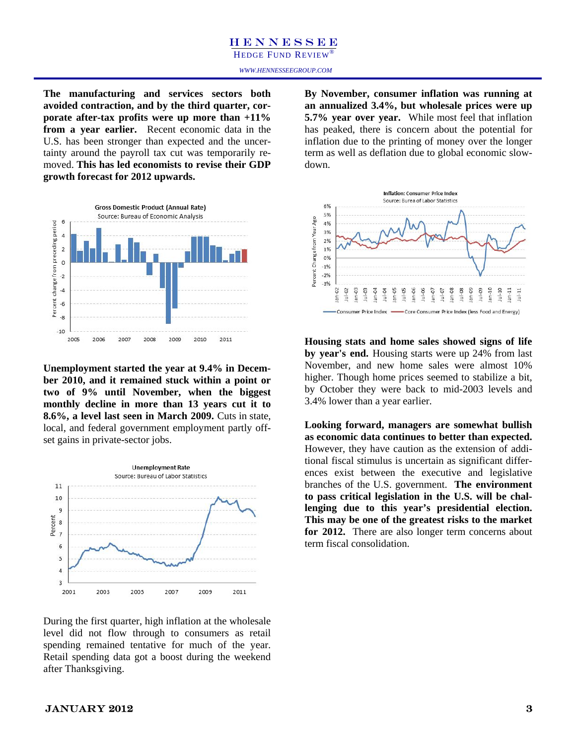**The manufacturing and services sectors both avoided contraction, and by the third quarter, corporate after-tax profits were up more than +11% from a year earlier.** Recent economic data in the U.S. has been stronger than expected and the uncertainty around the payroll tax cut was temporarily removed. **This has led economists to revise their GDP growth forecast for 2012 upwards.**

Gross Domestic Product (Annual Rate)
Source: Bureau of Economic Analysis

**Unemployment started the year at 9.4% in December 2010, and it remained stuck within a point or two of 9% until November, when the biggest monthly decline in more than 13 years cut it to 8.6%, a level last seen in March 2009.** Cuts in state, local, and federal government employment partly offset gains in private-sector jobs.

Unemployment Rate
Source: Bureau of Labor Statistics

During the first quarter, high inflation at the wholesale level did not flow through to consumers as retail spending remained tentative for much of the year. Retail spending data got a boost during the weekend after Thanksgiving.

**By November, consumer inflation was running at an annualized 3.4%, but wholesale prices were up 5.7% year over year.** While most feel that inflation has peaked, there is concern about the potential for inflation due to the printing of money over the longer term as well as deflation due to global economic slowdown.

Inflation: Consumer Price Index
Source: Burea of Labor Statistics

**Housing stats and home sales showed signs of life by year's end.** Housing starts were up 24% from last November, and new home sales were almost 10% higher. Though home prices seemed to stabilize a bit, by October they were back to mid-2003 levels and 3.4% lower than a year earlier.

**Looking forward, managers are somewhat bullish as economic data continues to better than expected.** However, they have caution as the extension of additional fiscal stimulus is uncertain as significant differences exist between the executive and legislative branches of the U.S. government. **The environment to pass critical legislation in the U.S. will be challenging due to this year's presidential election. This may be one of the greatest risks to the market for 2012.** There are also longer term concerns about term fiscal consolidation.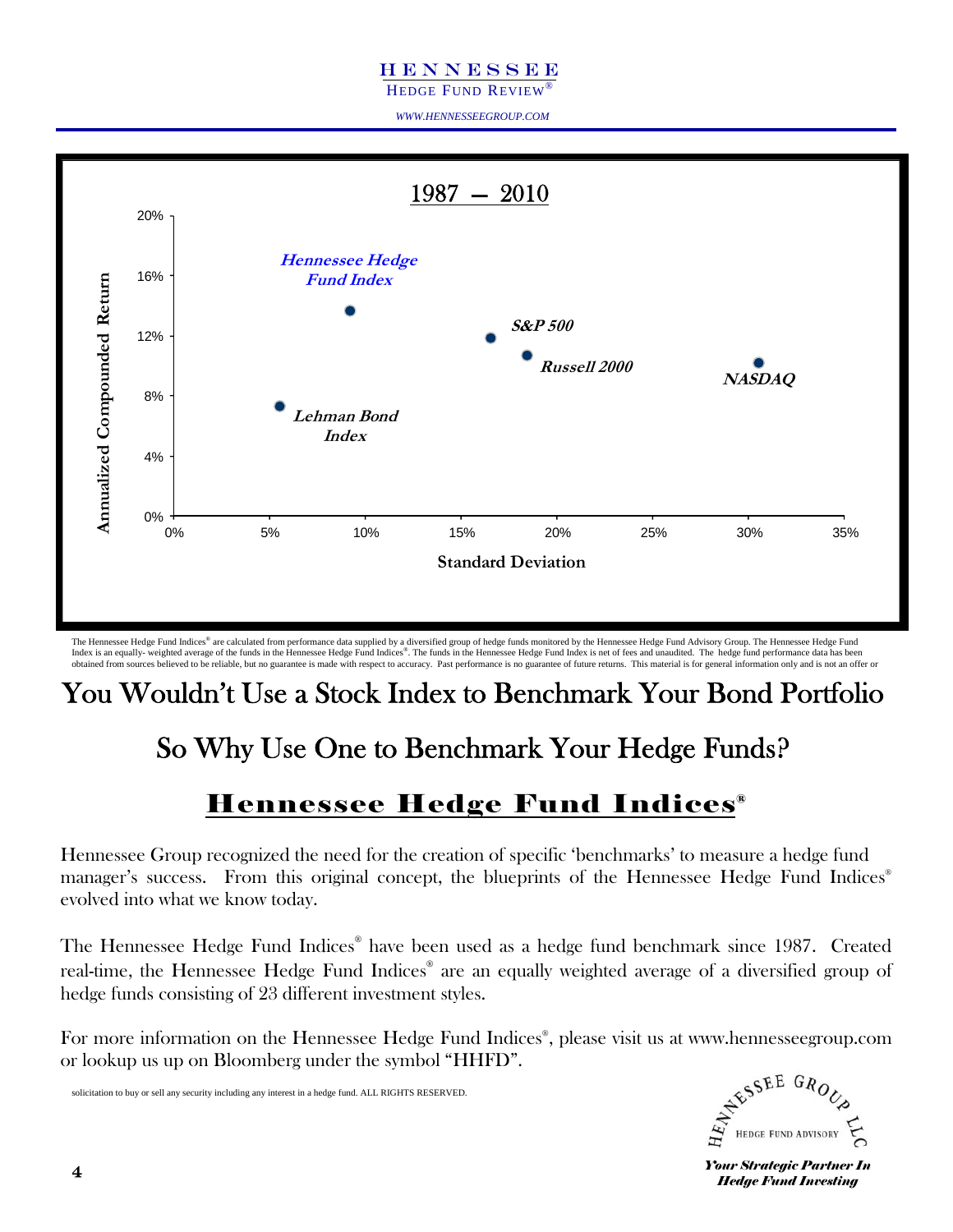1987 — 2010

Annualized Compounded Return vs. Standard Deviation

- Hennessee Hedge Fund Index
- S&P 500
- Russell 2000
- NASDAQ
- Lehman Bond Index

The Hennessee Hedge Fund Indices® are calculated from performance data supplied by a diversified group of hedge funds monitored by the Hennessee Hedge Fund Advisory Group. The Hennessee Hedge Fund Index is an equally- weighted average of the funds in the Hennessee Hedge Fund Indices®. The funds in the Hennessee Hedge Fund Index is net of fees and unaudited. The hedge fund performance data has been obtained from sources believed to be reliable, but no guarantee is made with respect to accuracy. Past performance is no guarantee of future returns. This material is for general information only and is not an offer or solicitation to buy or sell any security including any interest in a hedge fund. ALL RIGHTS RESERVED.

# You Wouldn't Use a Stock Index to Benchmark Your Bond Portfolio

## So Why Use One to Benchmark Your Hedge Funds?

## Hennessee Hedge Fund Indices®

Hennessee Group recognized the need for the creation of specific 'benchmarks' to measure a hedge fund manager's success. From this original concept, the blueprints of the Hennessee Hedge Fund Indices® evolved into what we know today.

The Hennessee Hedge Fund Indices® have been used as a hedge fund benchmark since 1987. Created real-time, the Hennessee Hedge Fund Indices® are an equally weighted average of a diversified group of hedge funds consisting of 23 different investment styles.

For more information on the Hennessee Hedge Fund Indices®, please visit us at www.hennesseegroup.com or lookup us up on Bloomberg under the symbol "HHFD".

Hennessee Group LLC — Hedge Fund Advisory

*Your Strategic Partner In Hedge Fund Investing*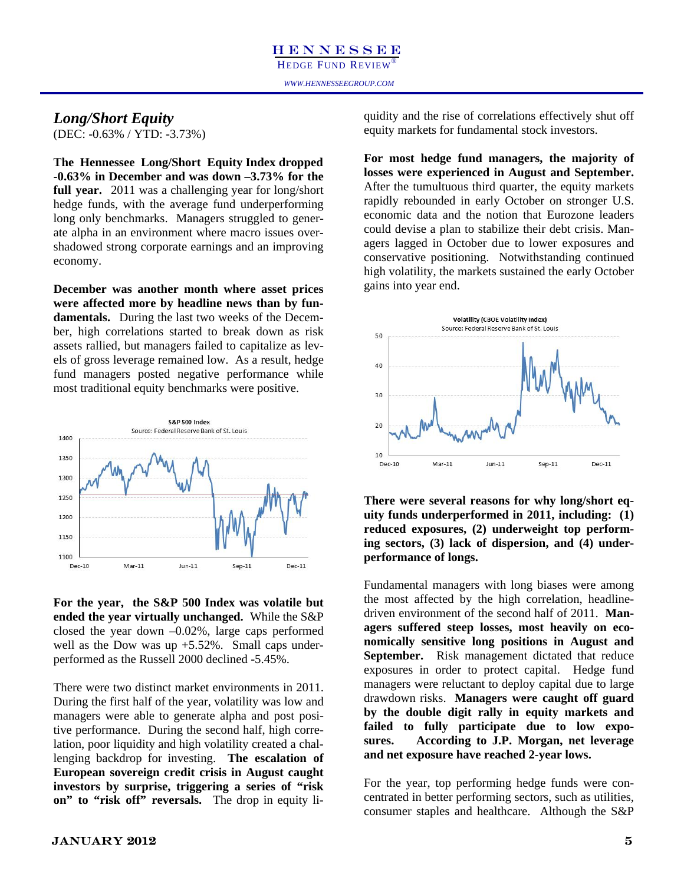## *Long/Short Equity*

(DEC: -0.63% / YTD: -3.73%)

**The Hennessee Long/Short Equity Index dropped -0.63% in December and was down –3.73% for the full year.** 2011 was a challenging year for long/short hedge funds, with the average fund underperforming long only benchmarks. Managers struggled to generate alpha in an environment where macro issues overshadowed strong corporate earnings and an improving economy.

**December was another month where asset prices were affected more by headline news than by fundamentals.** During the last two weeks of the December, high correlations started to break down as risk assets rallied, but managers failed to capitalize as levels of gross leverage remained low. As a result, hedge fund managers posted negative performance while most traditional equity benchmarks were positive.

**For the year, the S&P 500 Index was volatile but ended the year virtually unchanged.** While the S&P closed the year down –0.02%, large caps performed well as the Dow was up +5.52%. Small caps underperformed as the Russell 2000 declined -5.45%.

There were two distinct market environments in 2011. During the first half of the year, volatility was low and managers were able to generate alpha and post positive performance. During the second half, high correlation, poor liquidity and high volatility created a challenging backdrop for investing. **The escalation of European sovereign credit crisis in August caught investors by surprise, triggering a series of "risk on" to "risk off" reversals.** The drop in equity liquidity and the rise of correlations effectively shut off equity markets for fundamental stock investors.

**For most hedge fund managers, the majority of losses were experienced in August and September.** After the tumultuous third quarter, the equity markets rapidly rebounded in early October on stronger U.S. economic data and the notion that Eurozone leaders could devise a plan to stabilize their debt crisis. Managers lagged in October due to lower exposures and conservative positioning. Notwithstanding continued high volatility, the markets sustained the early October gains into year end.

**There were several reasons for why long/short equity funds underperformed in 2011, including: (1) reduced exposures, (2) underweight top performing sectors, (3) lack of dispersion, and (4) underperformance of longs.**

Fundamental managers with long biases were among the most affected by the high correlation, headline-driven environment of the second half of 2011. **Managers suffered steep losses, most heavily on economically sensitive long positions in August and September.** Risk management dictated that reduce exposures in order to protect capital. Hedge fund managers were reluctant to deploy capital due to large drawdown risks. **Managers were caught off guard by the double digit rally in equity markets and failed to fully participate due to low exposures. According to J.P. Morgan, net leverage and net exposure have reached 2-year lows.**

For the year, top performing hedge funds were concentrated in better performing sectors, such as utilities, consumer staples and healthcare. Although the S&P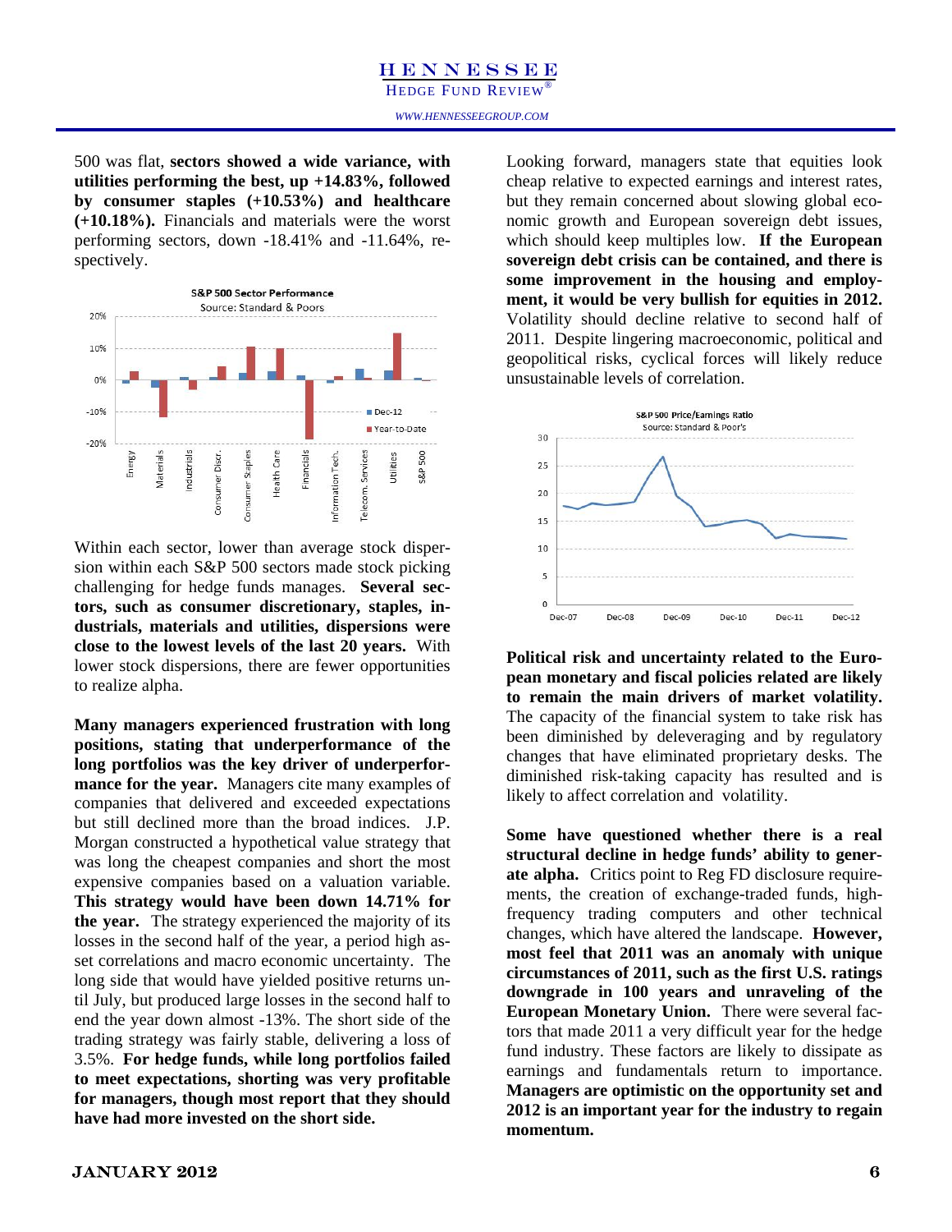500 was flat, **sectors showed a wide variance, with utilities performing the best, up +14.83%, followed by consumer staples (+10.53%) and healthcare (+10.18%).** Financials and materials were the worst performing sectors, down -18.41% and -11.64%, respectively.

Within each sector, lower than average stock dispersion within each S&P 500 sectors made stock picking challenging for hedge funds manages. **Several sectors, such as consumer discretionary, staples, industrials, materials and utilities, dispersions were close to the lowest levels of the last 20 years.** With lower stock dispersions, there are fewer opportunities to realize alpha.

**Many managers experienced frustration with long positions, stating that underperformance of the long portfolios was the key driver of underperformance for the year.** Managers cite many examples of companies that delivered and exceeded expectations but still declined more than the broad indices. J.P. Morgan constructed a hypothetical value strategy that was long the cheapest companies and short the most expensive companies based on a valuation variable. **This strategy would have been down 14.71% for the year.** The strategy experienced the majority of its losses in the second half of the year, a period high asset correlations and macro economic uncertainty. The long side that would have yielded positive returns until July, but produced large losses in the second half to end the year down almost -13%. The short side of the trading strategy was fairly stable, delivering a loss of 3.5%. **For hedge funds, while long portfolios failed to meet expectations, shorting was very profitable for managers, though most report that they should have had more invested on the short side.**

Looking forward, managers state that equities look cheap relative to expected earnings and interest rates, but they remain concerned about slowing global economic growth and European sovereign debt issues, which should keep multiples low. **If the European sovereign debt crisis can be contained, and there is some improvement in the housing and employment, it would be very bullish for equities in 2012.** Volatility should decline relative to second half of 2011. Despite lingering macroeconomic, political and geopolitical risks, cyclical forces will likely reduce unsustainable levels of correlation.

**Political risk and uncertainty related to the European monetary and fiscal policies related are likely to remain the main drivers of market volatility.** The capacity of the financial system to take risk has been diminished by deleveraging and by regulatory changes that have eliminated proprietary desks. The diminished risk-taking capacity has resulted and is likely to affect correlation and volatility.

**Some have questioned whether there is a real structural decline in hedge funds' ability to generate alpha.** Critics point to Reg FD disclosure requirements, the creation of exchange-traded funds, high-frequency trading computers and other technical changes, which have altered the landscape. **However, most feel that 2011 was an anomaly with unique circumstances of 2011, such as the first U.S. ratings downgrade in 100 years and unraveling of the European Monetary Union.** There were several factors that made 2011 a very difficult year for the hedge fund industry. These factors are likely to dissipate as earnings and fundamentals return to importance. **Managers are optimistic on the opportunity set and 2012 is an important year for the industry to regain momentum.**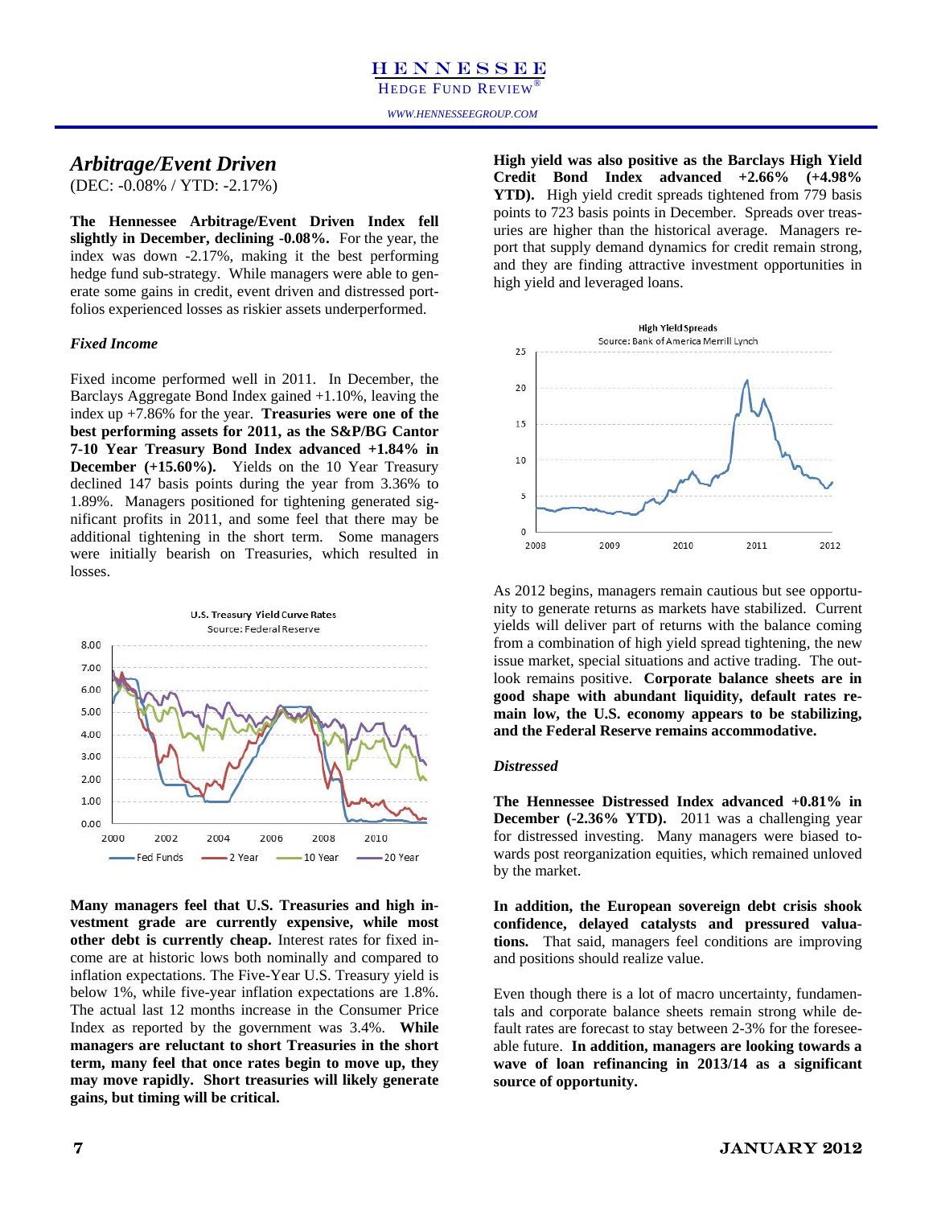## *Arbitrage/Event Driven*

(DEC: -0.08% / YTD: -2.17%)

**The Hennessee Arbitrage/Event Driven Index fell slightly in December, declining -0.08%.** For the year, the index was down -2.17%, making it the best performing hedge fund sub-strategy. While managers were able to generate some gains in credit, event driven and distressed portfolios experienced losses as riskier assets underperformed.

### *Fixed Income*

Fixed income performed well in 2011. In December, the Barclays Aggregate Bond Index gained +1.10%, leaving the index up +7.86% for the year. **Treasuries were one of the best performing assets for 2011, as the S&P/BG Cantor 7-10 Year Treasury Bond Index advanced +1.84% in December (+15.60%).** Yields on the 10 Year Treasury declined 147 basis points during the year from 3.36% to 1.89%. Managers positioned for tightening generated significant profits in 2011, and some feel that there may be additional tightening in the short term. Some managers were initially bearish on Treasuries, which resulted in losses.

U.S. Treasury Yield Curve Rates
Source: Federal Reserve

**Many managers feel that U.S. Treasuries and high investment grade are currently expensive, while most other debt is currently cheap.** Interest rates for fixed income are at historic lows both nominally and compared to inflation expectations. The Five-Year U.S. Treasury yield is below 1%, while five-year inflation expectations are 1.8%. The actual last 12 months increase in the Consumer Price Index as reported by the government was 3.4%. **While managers are reluctant to short Treasuries in the short term, many feel that once rates begin to move up, they may move rapidly. Short treasuries will likely generate gains, but timing will be critical.**

**High yield was also positive as the Barclays High Yield Credit Bond Index advanced +2.66% (+4.98% YTD).** High yield credit spreads tightened from 779 basis points to 723 basis points in December. Spreads over treasuries are higher than the historical average. Managers report that supply demand dynamics for credit remain strong, and they are finding attractive investment opportunities in high yield and leveraged loans.

High Yield Spreads
Source: Bank of America Merrill Lynch

As 2012 begins, managers remain cautious but see opportunity to generate returns as markets have stabilized. Current yields will deliver part of returns with the balance coming from a combination of high yield spread tightening, the new issue market, special situations and active trading. The outlook remains positive. **Corporate balance sheets are in good shape with abundant liquidity, default rates remain low, the U.S. economy appears to be stabilizing, and the Federal Reserve remains accommodative.**

### *Distressed*

**The Hennessee Distressed Index advanced +0.81% in December (-2.36% YTD).** 2011 was a challenging year for distressed investing. Many managers were biased towards post reorganization equities, which remained unloved by the market.

**In addition, the European sovereign debt crisis shook confidence, delayed catalysts and pressured valuations.** That said, managers feel conditions are improving and positions should realize value.

Even though there is a lot of macro uncertainty, fundamentals and corporate balance sheets remain strong while default rates are forecast to stay between 2-3% for the foreseeable future. **In addition, managers are looking towards a wave of loan refinancing in 2013/14 as a significant source of opportunity.**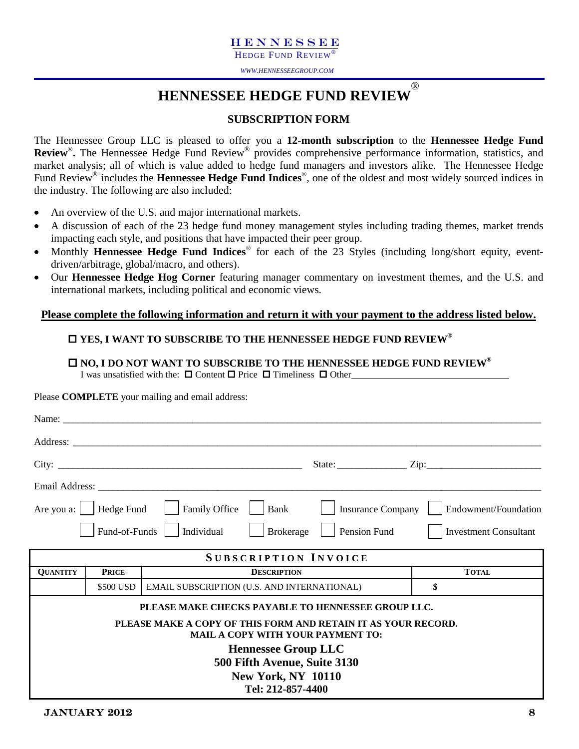HENNESSEE
HEDGE FUND REVIEW®

*WWW.HENNESSEEGROUP.COM*

# HENNESSEE HEDGE FUND REVIEW®

## SUBSCRIPTION FORM

The Hennessee Group LLC is pleased to offer you a **12-month subscription** to the **Hennessee Hedge Fund Review®.** The Hennessee Hedge Fund Review® provides comprehensive performance information, statistics, and market analysis; all of which is value added to hedge fund managers and investors alike. The Hennessee Hedge Fund Review® includes the **Hennessee Hedge Fund Indices®**, one of the oldest and most widely sourced indices in the industry. The following are also included:

- An overview of the U.S. and major international markets.
- A discussion of each of the 23 hedge fund money management styles including trading themes, market trends impacting each style, and positions that have impacted their peer group.
- Monthly **Hennessee Hedge Fund Indices®** for each of the 23 Styles (including long/short equity, event-driven/arbitrage, global/macro, and others).
- Our **Hennessee Hedge Hog Corner** featuring manager commentary on investment themes, and the U.S. and international markets, including political and economic views.

**Please complete the following information and return it with your payment to the address listed below.**

☐ **YES, I WANT TO SUBSCRIBE TO THE HENNESSEE HEDGE FUND REVIEW®**

☐ **NO, I DO NOT WANT TO SUBSCRIBE TO THE HENNESSEE HEDGE FUND REVIEW®**
I was unsatisfied with the: ☐ Content ☐ Price ☐ Timeliness ☐ Other_______________

Please **COMPLETE** your mailing and email address:

Name: ______________________________________________

Address: ______________________________________________

City: __________________________ State: ____________ Zip: ______________

Email Address: ______________________________________________

Are you a: ☐ Hedge Fund ☐ Family Office ☐ Bank ☐ Insurance Company ☐ Endowment/Foundation
☐ Fund-of-Funds ☐ Individual ☐ Brokerage ☐ Pension Fund ☐ Investment Consultant

**SUBSCRIPTION INVOICE**

| QUANTITY | PRICE | DESCRIPTION | TOTAL |
|---|---|---|---|
| | $500 USD | EMAIL SUBSCRIPTION (U.S. AND INTERNATIONAL) | **$** |

**PLEASE MAKE CHECKS PAYABLE TO HENNESSEE GROUP LLC.**

**PLEASE MAKE A COPY OF THIS FORM AND RETAIN IT AS YOUR RECORD.**
**MAIL A COPY WITH YOUR PAYMENT TO:**

**Hennessee Group LLC**
**500 Fifth Avenue, Suite 3130**
**New York, NY 10110**
**Tel: 212-857-4400**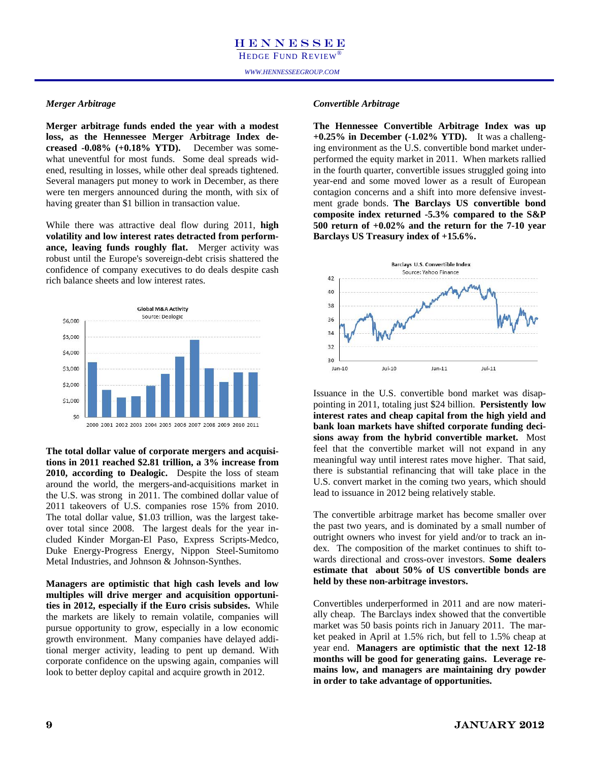### *Merger Arbitrage*

**Merger arbitrage funds ended the year with a modest loss, as the Hennessee Merger Arbitrage Index decreased -0.08% (+0.18% YTD).** December was somewhat uneventful for most funds. Some deal spreads widened, resulting in losses, while other deal spreads tightened. Several managers put money to work in December, as there were ten mergers announced during the month, with six of having greater than $1 billion in transaction value.

While there was attractive deal flow during 2011, **high volatility and low interest rates detracted from performance, leaving funds roughly flat.** Merger activity was robust until the Europe's sovereign-debt crisis shattered the confidence of company executives to do deals despite cash rich balance sheets and low interest rates.

Global M&A Activity
Source: Dealogic

**The total dollar value of corporate mergers and acquisitions in 2011 reached $2.81 trillion, a 3% increase from 2010, according to Dealogic.** Despite the loss of steam around the world, the mergers-and-acquisitions market in the U.S. was strong in 2011. The combined dollar value of 2011 takeovers of U.S. companies rose 15% from 2010. The total dollar value, $1.03 trillion, was the largest takeover total since 2008. The largest deals for the year included Kinder Morgan-El Paso, Express Scripts-Medco, Duke Energy-Progress Energy, Nippon Steel-Sumitomo Metal Industries, and Johnson & Johnson-Synthes.

**Managers are optimistic that high cash levels and low multiples will drive merger and acquisition opportunities in 2012, especially if the Euro crisis subsides.** While the markets are likely to remain volatile, companies will pursue opportunity to grow, especially in a low economic growth environment. Many companies have delayed additional merger activity, leading to pent up demand. With corporate confidence on the upswing again, companies will look to better deploy capital and acquire growth in 2012.

### *Convertible Arbitrage*

**The Hennessee Convertible Arbitrage Index was up +0.25% in December (-1.02% YTD).** It was a challenging environment as the U.S. convertible bond market underperformed the equity market in 2011. When markets rallied in the fourth quarter, convertible issues struggled going into year-end and some moved lower as a result of European contagion concerns and a shift into more defensive investment grade bonds. **The Barclays US convertible bond composite index returned -5.3% compared to the S&P 500 return of +0.02% and the return for the 7-10 year Barclays US Treasury index of +15.6%.**

Barclays U.S. Convertible Index
Source: Yahoo Finance

Issuance in the U.S. convertible bond market was disappointing in 2011, totaling just $24 billion. **Persistently low interest rates and cheap capital from the high yield and bank loan markets have shifted corporate funding decisions away from the hybrid convertible market.** Most feel that the convertible market will not expand in any meaningful way until interest rates move higher. That said, there is substantial refinancing that will take place in the U.S. convert market in the coming two years, which should lead to issuance in 2012 being relatively stable.

The convertible arbitrage market has become smaller over the past two years, and is dominated by a small number of outright owners who invest for yield and/or to track an index. The composition of the market continues to shift towards directional and cross-over investors. **Some dealers estimate that about 50% of US convertible bonds are held by these non-arbitrage investors.**

Convertibles underperformed in 2011 and are now materially cheap. The Barclays index showed that the convertible market was 50 basis points rich in January 2011. The market peaked in April at 1.5% rich, but fell to 1.5% cheap at year end. **Managers are optimistic that the next 12-18 months will be good for generating gains. Leverage remains low, and managers are maintaining dry powder in order to take advantage of opportunities.**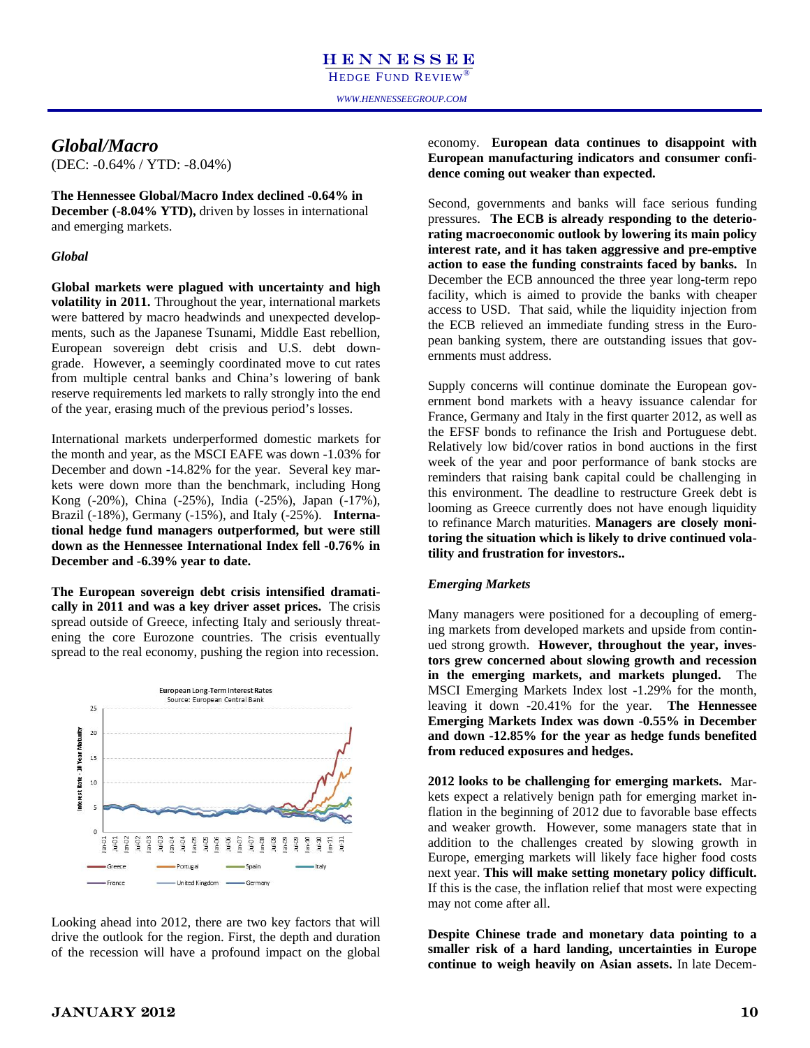## *Global/Macro*

(DEC: -0.64% / YTD: -8.04%)

**The Hennessee Global/Macro Index declined -0.64% in December (-8.04% YTD),** driven by losses in international and emerging markets.

### *Global*

**Global markets were plagued with uncertainty and high volatility in 2011.** Throughout the year, international markets were battered by macro headwinds and unexpected developments, such as the Japanese Tsunami, Middle East rebellion, European sovereign debt crisis and U.S. debt downgrade. However, a seemingly coordinated move to cut rates from multiple central banks and China's lowering of bank reserve requirements led markets to rally strongly into the end of the year, erasing much of the previous period's losses.

International markets underperformed domestic markets for the month and year, as the MSCI EAFE was down -1.03% for December and down -14.82% for the year. Several key markets were down more than the benchmark, including Hong Kong (-20%), China (-25%), India (-25%), Japan (-17%), Brazil (-18%), Germany (-15%), and Italy (-25%). **International hedge fund managers outperformed, but were still down as the Hennessee International Index fell -0.76% in December and -6.39% year to date.**

**The European sovereign debt crisis intensified dramatically in 2011 and was a key driver asset prices.** The crisis spread outside of Greece, infecting Italy and seriously threatening the core Eurozone countries. The crisis eventually spread to the real economy, pushing the region into recession.

European Long-Term Interest Rates
Source: European Central Bank

Looking ahead into 2012, there are two key factors that will drive the outlook for the region. First, the depth and duration of the recession will have a profound impact on the global economy. **European data continues to disappoint with European manufacturing indicators and consumer confidence coming out weaker than expected.**

Second, governments and banks will face serious funding pressures. **The ECB is already responding to the deteriorating macroeconomic outlook by lowering its main policy interest rate, and it has taken aggressive and pre-emptive action to ease the funding constraints faced by banks.** In December the ECB announced the three year long-term repo facility, which is aimed to provide the banks with cheaper access to USD. That said, while the liquidity injection from the ECB relieved an immediate funding stress in the European banking system, there are outstanding issues that governments must address.

Supply concerns will continue dominate the European government bond markets with a heavy issuance calendar for France, Germany and Italy in the first quarter 2012, as well as the EFSF bonds to refinance the Irish and Portuguese debt. Relatively low bid/cover ratios in bond auctions in the first week of the year and poor performance of bank stocks are reminders that raising bank capital could be challenging in this environment. The deadline to restructure Greek debt is looming as Greece currently does not have enough liquidity to refinance March maturities. **Managers are closely monitoring the situation which is likely to drive continued volatility and frustration for investors..**

### *Emerging Markets*

Many managers were positioned for a decoupling of emerging markets from developed markets and upside from continued strong growth. **However, throughout the year, investors grew concerned about slowing growth and recession in the emerging markets, and markets plunged.** The MSCI Emerging Markets Index lost -1.29% for the month, leaving it down -20.41% for the year. **The Hennessee Emerging Markets Index was down -0.55% in December and down -12.85% for the year as hedge funds benefited from reduced exposures and hedges.**

**2012 looks to be challenging for emerging markets.** Markets expect a relatively benign path for emerging market inflation in the beginning of 2012 due to favorable base effects and weaker growth. However, some managers state that in addition to the challenges created by slowing growth in Europe, emerging markets will likely face higher food costs next year. **This will make setting monetary policy difficult.** If this is the case, the inflation relief that most were expecting may not come after all.

**Despite Chinese trade and monetary data pointing to a smaller risk of a hard landing, uncertainties in Europe continue to weigh heavily on Asian assets.** In late Decem-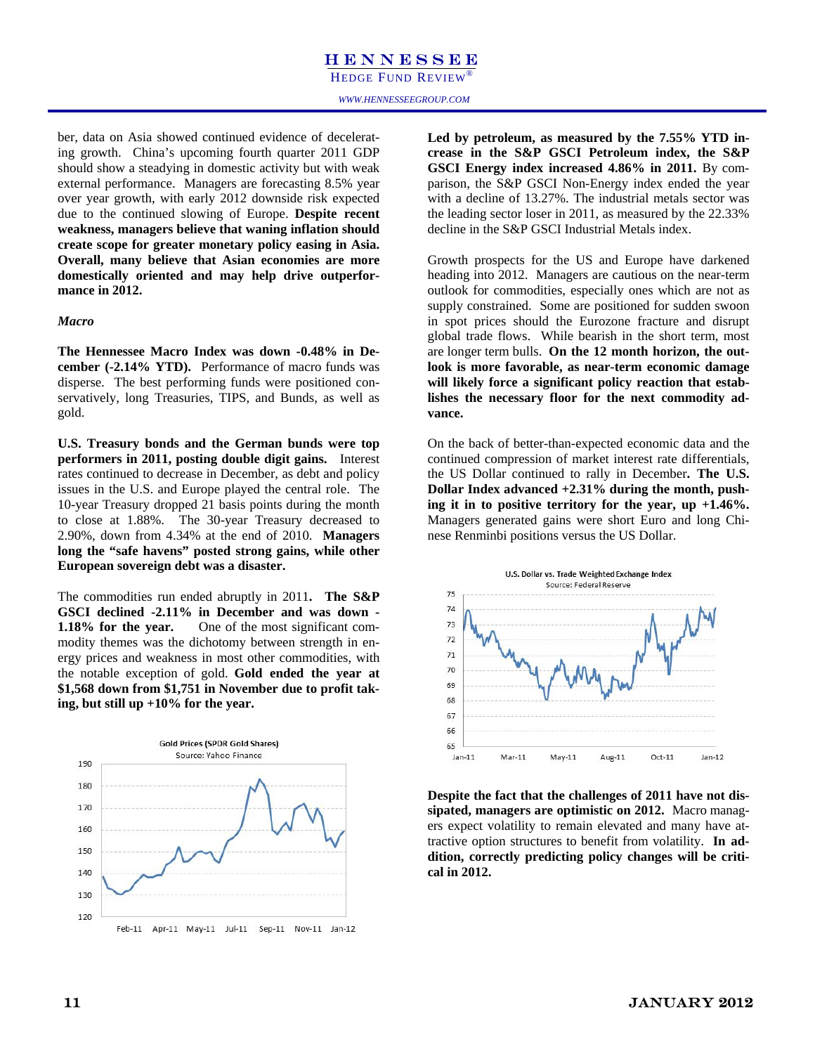ber, data on Asia showed continued evidence of decelerating growth. China's upcoming fourth quarter 2011 GDP should show a steadying in domestic activity but with weak external performance. Managers are forecasting 8.5% year over year growth, with early 2012 downside risk expected due to the continued slowing of Europe. **Despite recent weakness, managers believe that waning inflation should create scope for greater monetary policy easing in Asia. Overall, many believe that Asian economies are more domestically oriented and may help drive outperformance in 2012.**

***Macro***

**The Hennessee Macro Index was down -0.48% in December (-2.14% YTD).** Performance of macro funds was disperse. The best performing funds were positioned conservatively, long Treasuries, TIPS, and Bunds, as well as gold.

**U.S. Treasury bonds and the German bunds were top performers in 2011, posting double digit gains.** Interest rates continued to decrease in December, as debt and policy issues in the U.S. and Europe played the central role. The 10-year Treasury dropped 21 basis points during the month to close at 1.88%. The 30-year Treasury decreased to 2.90%, down from 4.34% at the end of 2010. **Managers long the "safe havens" posted strong gains, while other European sovereign debt was a disaster.**

The commodities run ended abruptly in 2011**. The S&P GSCI declined -2.11% in December and was down -1.18% for the year.** One of the most significant commodity themes was the dichotomy between strength in energy prices and weakness in most other commodities, with the notable exception of gold. **Gold ended the year at $1,568 down from $1,751 in November due to profit taking, but still up +10% for the year.**

Gold Prices (SPDR Gold Shares)
Source: Yahoo Finance

**Led by petroleum, as measured by the 7.55% YTD increase in the S&P GSCI Petroleum index, the S&P GSCI Energy index increased 4.86% in 2011.** By comparison, the S&P GSCI Non-Energy index ended the year with a decline of 13.27%. The industrial metals sector was the leading sector loser in 2011, as measured by the 22.33% decline in the S&P GSCI Industrial Metals index.

Growth prospects for the US and Europe have darkened heading into 2012. Managers are cautious on the near-term outlook for commodities, especially ones which are not as supply constrained. Some are positioned for sudden swoon in spot prices should the Eurozone fracture and disrupt global trade flows. While bearish in the short term, most are longer term bulls. **On the 12 month horizon, the outlook is more favorable, as near-term economic damage will likely force a significant policy reaction that establishes the necessary floor for the next commodity advance.**

On the back of better-than-expected economic data and the continued compression of market interest rate differentials, the US Dollar continued to rally in December**. The U.S. Dollar Index advanced +2.31% during the month, pushing it in to positive territory for the year, up +1.46%.** Managers generated gains were short Euro and long Chinese Renminbi positions versus the US Dollar.

U.S. Dollar vs. Trade Weighted Exchange Index
Source: Federal Reserve

**Despite the fact that the challenges of 2011 have not dissipated, managers are optimistic on 2012.** Macro managers expect volatility to remain elevated and many have attractive option structures to benefit from volatility. **In addition, correctly predicting policy changes will be critical in 2012.**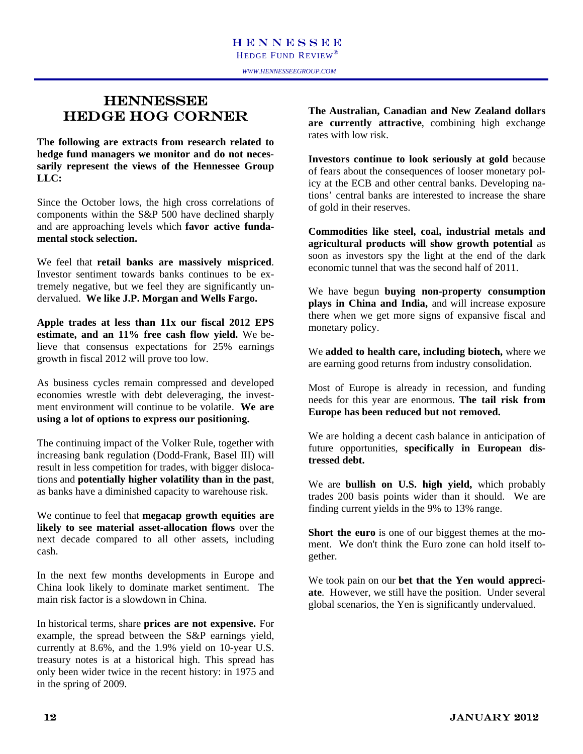# HENNESSEE HEDGE HOG CORNER

**The following are extracts from research related to hedge fund managers we monitor and do not necessarily represent the views of the Hennessee Group LLC:**

Since the October lows, the high cross correlations of components within the S&P 500 have declined sharply and are approaching levels which **favor active fundamental stock selection.**

We feel that **retail banks are massively mispriced**. Investor sentiment towards banks continues to be extremely negative, but we feel they are significantly undervalued. **We like J.P. Morgan and Wells Fargo.**

**Apple trades at less than 11x our fiscal 2012 EPS estimate, and an 11% free cash flow yield.** We believe that consensus expectations for 25% earnings growth in fiscal 2012 will prove too low.

As business cycles remain compressed and developed economies wrestle with debt deleveraging, the investment environment will continue to be volatile. **We are using a lot of options to express our positioning.**

The continuing impact of the Volker Rule, together with increasing bank regulation (Dodd-Frank, Basel III) will result in less competition for trades, with bigger dislocations and **potentially higher volatility than in the past**, as banks have a diminished capacity to warehouse risk.

We continue to feel that **megacap growth equities are likely to see material asset-allocation flows** over the next decade compared to all other assets, including cash.

In the next few months developments in Europe and China look likely to dominate market sentiment. The main risk factor is a slowdown in China.

In historical terms, share **prices are not expensive.** For example, the spread between the S&P earnings yield, currently at 8.6%, and the 1.9% yield on 10-year U.S. treasury notes is at a historical high. This spread has only been wider twice in the recent history: in 1975 and in the spring of 2009.

**The Australian, Canadian and New Zealand dollars are currently attractive**, combining high exchange rates with low risk.

**Investors continue to look seriously at gold** because of fears about the consequences of looser monetary policy at the ECB and other central banks. Developing nations' central banks are interested to increase the share of gold in their reserves.

**Commodities like steel, coal, industrial metals and agricultural products will show growth potential** as soon as investors spy the light at the end of the dark economic tunnel that was the second half of 2011.

We have begun **buying non-property consumption plays in China and India,** and will increase exposure there when we get more signs of expansive fiscal and monetary policy.

We **added to health care, including biotech,** where we are earning good returns from industry consolidation.

Most of Europe is already in recession, and funding needs for this year are enormous. **The tail risk from Europe has been reduced but not removed.**

We are holding a decent cash balance in anticipation of future opportunities, **specifically in European distressed debt.**

We are **bullish on U.S. high yield,** which probably trades 200 basis points wider than it should. We are finding current yields in the 9% to 13% range.

**Short the euro** is one of our biggest themes at the moment. We don't think the Euro zone can hold itself together.

We took pain on our **bet that the Yen would appreciate**. However, we still have the position. Under several global scenarios, the Yen is significantly undervalued.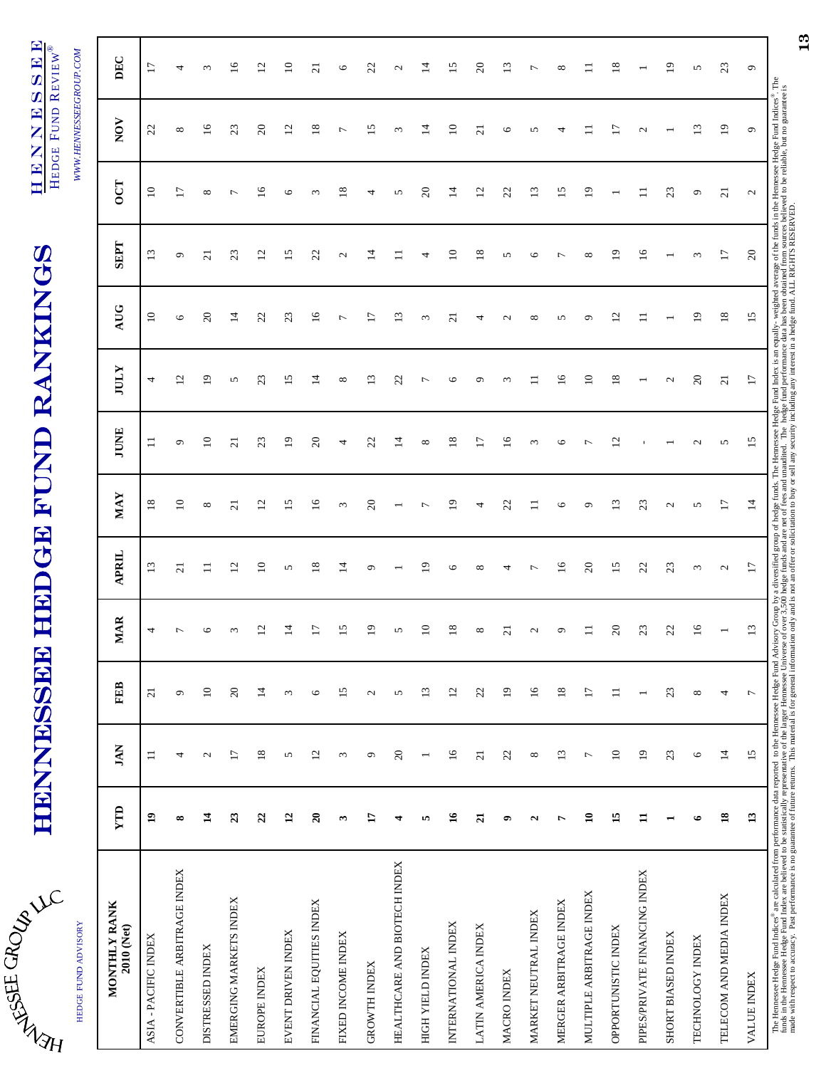# HENNESSEE HEDGE FUND RANKINGS

HENNESSEE GROUP LLC

HEDGE FUND ADVISORY

HENNESSEE HEDGE FUND REVIEW®

WWW.HENNESSEEGROUP.COM

| MONTHLY RANK 2010 (Net) | YTD | JAN | FEB | MAR | APRIL | MAY | JUNE | JULY | AUG | SEPT | OCT | NOV | DEC |
|---|---|---|---|---|---|---|---|---|---|---|---|---|---|
| ASIA - PACIFIC INDEX | **19** | 11 | 21 | 4 | 13 | 18 | 11 | 4 | 10 | 13 | 10 | 22 | 17 |
| CONVERTIBLE ARBITRAGE INDEX | **8** | 4 | 9 | 7 | 21 | 10 | 9 | 12 | 6 | 9 | 17 | 8 | 4 |
| DISTRESSED INDEX | **14** | 2 | 10 | 6 | 11 | 8 | 10 | 19 | 20 | 21 | 8 | 16 | 3 |
| EMERGING MARKETS INDEX | **23** | 17 | 20 | 3 | 12 | 21 | 21 | 5 | 14 | 23 | 7 | 23 | 16 |
| EUROPE INDEX | **22** | 18 | 14 | 12 | 10 | 12 | 23 | 23 | 22 | 12 | 16 | 20 | 12 |
| EVENT DRIVEN INDEX | **12** | 5 | 3 | 14 | 5 | 15 | 19 | 15 | 23 | 15 | 6 | 12 | 10 |
| FINANCIAL EQUITIES INDEX | **20** | 12 | 6 | 17 | 18 | 16 | 20 | 14 | 16 | 22 | 3 | 18 | 21 |
| FIXED INCOME INDEX | **3** | 3 | 15 | 15 | 14 | 3 | 4 | 8 | 7 | 2 | 18 | 7 | 6 |
| GROWTH INDEX | **17** | 9 | 2 | 19 | 9 | 20 | 22 | 13 | 17 | 14 | 4 | 15 | 22 |
| HEALTHCARE AND BIOTECH INDEX | **4** | 20 | 5 | 5 | 1 | 1 | 14 | 22 | 13 | 11 | 5 | 3 | 2 |
| HIGH YIELD INDEX | **5** | 1 | 13 | 10 | 19 | 7 | 8 | 7 | 3 | 4 | 20 | 14 | 14 |
| INTERNATIONAL INDEX | **16** | 16 | 12 | 18 | 6 | 19 | 18 | 6 | 21 | 10 | 14 | 10 | 15 |
| LATIN AMERICA INDEX | **21** | 21 | 22 | 8 | 8 | 4 | 17 | 9 | 4 | 18 | 12 | 21 | 20 |
| MACRO INDEX | **9** | 22 | 19 | 21 | 4 | 22 | 16 | 3 | 2 | 5 | 22 | 6 | 13 |
| MARKET NEUTRAL INDEX | **2** | 8 | 16 | 2 | 7 | 11 | 3 | 11 | 8 | 6 | 13 | 5 | 7 |
| MERGER ARBITRAGE INDEX | **7** | 13 | 18 | 9 | 16 | 6 | 6 | 16 | 5 | 7 | 15 | 4 | 8 |
| MULTIPLE ARBITRAGE INDEX | **10** | 7 | 17 | 11 | 20 | 9 | 7 | 10 | 9 | 8 | 19 | 11 | 11 |
| OPPORTUNISTIC INDEX | **15** | 10 | 11 | 20 | 15 | 13 | 12 | 18 | 12 | 19 | 1 | 17 | 18 |
| PIPES/PRIVATE FINANCING INDEX | **11** | 19 | 1 | 23 | 22 | 23 | - | 1 | 11 | 16 | 11 | 2 | 1 |
| SHORT BIASED INDEX | **1** | 23 | 23 | 22 | 23 | 2 | 1 | 2 | 1 | 1 | 23 | 1 | 19 |
| TECHNOLOGY INDEX | **6** | 6 | 8 | 16 | 3 | 5 | 2 | 20 | 19 | 3 | 9 | 13 | 5 |
| TELECOM AND MEDIA INDEX | **18** | 14 | 4 | 1 | 2 | 17 | 5 | 21 | 18 | 17 | 21 | 19 | 23 |
| VALUE INDEX | **13** | 15 | 7 | 13 | 17 | 14 | 15 | 17 | 15 | 20 | 2 | 9 | 9 |

The Hennessee Hedge Fund Indices® are calculated from performance data reported to the Hennessee Hedge Fund Advisory Group by a diversified group of hedge funds. The Hennessee Hedge Fund Index is an equally- weighted average of the funds in the Hennessee Hedge Fund Indices®. The funds in the Hennessee Hedge Fund Index are believed to be statistically representative of the larger Hennessee Universe of over 3,500 hedge funds and are net of fees and unaudited. The hedge fund performance data has been obtained from sources believed to be reliable, but no guarantee is made with respect to accuracy. Past performance is no guarantee of future returns. This material is for general information only and is not an offer or solicitation to buy or sell any security including any interest in a hedge fund. ALL RIGHTS RESERVED.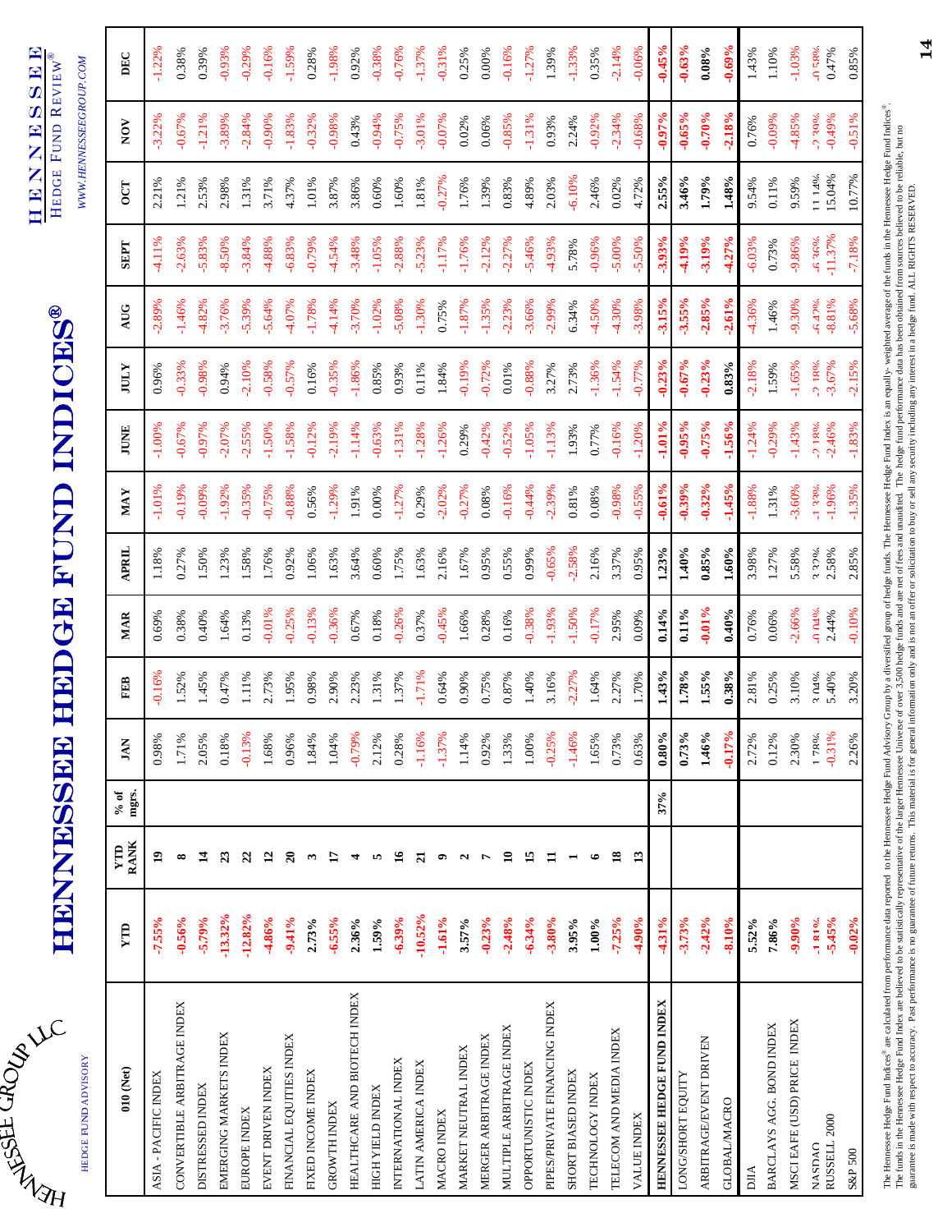# HENNESSEE HEDGE FUND INDICES®

HENNESSEE GROUP LLC

HEDGE FUND ADVISORY

HENNESSEE HEDGE FUND REVIEW®

WWW.HENNESSEEGROUP.COM

| 010 (Net) | YTD | YTD RANK | % of mgrs. | JAN | FEB | MAR | APRIL | MAY | JUNE | JULY | AUG | SEPT | OCT | NOV | DEC |
|---|---|---|---|---|---|---|---|---|---|---|---|---|---|---|---|
| ASIA - PACIFIC INDEX | -7.55% | 19 | | 0.98% | -0.16% | 0.69% | 1.18% | -1.01% | -1.00% | 0.96% | -2.89% | -4.11% | 2.21% | -3.22% | -1.22% |
| CONVERTIBLE ARBITRAGE INDEX | -0.56% | 8 | | 1.71% | 1.52% | 0.38% | 0.27% | -0.19% | -0.67% | -0.33% | -1.46% | -2.63% | 1.21% | -0.67% | 0.38% |
| DISTRESSED INDEX | -5.79% | 14 | | 2.05% | 1.45% | 0.40% | 1.50% | -0.09% | -0.97% | -0.98% | -4.82% | -5.83% | 2.53% | -1.21% | 0.39% |
| EMERGING MARKETS INDEX | -13.32% | 23 | | 0.18% | 0.47% | 1.64% | 1.23% | -1.92% | -2.07% | 0.94% | -3.76% | -8.50% | 2.98% | -3.89% | -0.93% |
| EUROPE INDEX | -12.82% | 22 | | -0.13% | 1.11% | 0.13% | 1.58% | -0.35% | -2.55% | -2.10% | -5.39% | -3.84% | 1.31% | -2.84% | -0.29% |
| EVENT DRIVEN INDEX | -4.86% | 12 | | 1.68% | 2.73% | -0.01% | 1.76% | -0.75% | -1.50% | -0.58% | -5.64% | -4.88% | 3.71% | -0.90% | -0.16% |
| FINANCIAL EQUITIES INDEX | -9.41% | 20 | | 0.96% | 1.95% | -0.25% | 0.92% | -0.88% | -1.58% | -0.57% | -4.07% | -6.83% | 4.37% | -1.83% | -1.59% |
| FIXED INCOME INDEX | 2.73% | 3 | | 1.84% | 0.98% | -0.13% | 1.06% | 0.56% | -0.12% | 0.16% | -1.78% | -0.79% | 1.01% | -0.32% | 0.28% |
| GROWTH INDEX | -6.55% | 17 | | 1.04% | 2.90% | -0.36% | 1.63% | -1.29% | -2.19% | -0.35% | -4.14% | -4.54% | 3.87% | -0.98% | -1.98% |
| HEALTHCARE AND BIOTECH INDEX | 2.36% | 4 | | -0.79% | 2.23% | 0.67% | 3.64% | 1.91% | -1.14% | -1.86% | -3.70% | -3.48% | 3.86% | 0.43% | 0.92% |
| HIGH YIELD INDEX | 1.59% | 5 | | 2.12% | 1.31% | 0.18% | 0.60% | 0.00% | -0.63% | 0.85% | -1.02% | -1.05% | 0.60% | -0.94% | -0.38% |
| INTERNATIONAL INDEX | -6.39% | 16 | | 0.28% | 1.37% | -0.26% | 1.75% | -1.27% | -1.31% | 0.93% | -5.08% | -2.88% | 1.60% | -0.75% | -0.76% |
| LATIN AMERICA INDEX | -10.52% | 21 | | -1.16% | -1.71% | 0.37% | 1.63% | 0.29% | -1.28% | 0.11% | -1.30% | -5.23% | 1.81% | -3.01% | -1.37% |
| MACRO INDEX | -1.61% | 9 | | -1.37% | 0.64% | -0.45% | 2.16% | -2.02% | -1.26% | 1.84% | 0.75% | -1.17% | -0.27% | -0.07% | -0.31% |
| MARKET NEUTRAL INDEX | 3.57% | 2 | | 1.14% | 0.90% | 1.66% | 1.67% | -0.27% | 0.29% | -0.19% | -1.87% | -1.76% | 1.76% | 0.02% | 0.25% |
| MERGER ARBITRAGE INDEX | -0.23% | 7 | | 0.92% | 0.75% | 0.28% | 0.95% | 0.08% | -0.42% | -0.72% | -1.35% | -2.12% | 1.39% | 0.06% | 0.00% |
| MULTIPLE ARBITRAGE INDEX | -2.48% | 10 | | 1.33% | 0.87% | 0.16% | 0.55% | -0.16% | -0.52% | 0.01% | -2.23% | -2.27% | 0.83% | -0.85% | -0.16% |
| OPPORTUNISTIC INDEX | -6.34% | 15 | | 1.00% | 1.40% | -0.38% | 0.99% | -0.44% | -1.05% | -0.88% | -3.66% | -5.46% | 4.89% | -1.31% | -1.27% |
| PIPES/PRIVATE FINANCING INDEX | -3.80% | 11 | | -0.25% | 3.16% | -1.93% | -0.65% | -2.39% | -1.13% | 3.27% | -2.99% | -4.93% | 2.03% | 0.93% | 1.39% |
| SHORT BIASED INDEX | 3.95% | 1 | | -1.46% | -2.27% | -1.50% | -2.58% | 0.81% | 1.93% | 2.73% | 6.34% | 5.78% | -6.10% | 2.24% | -1.33% |
| TECHNOLOGY INDEX | 1.00% | 6 | | 1.65% | 1.64% | -0.17% | 2.16% | 0.08% | 0.77% | -1.36% | -4.50% | -0.96% | 2.46% | -0.92% | 0.35% |
| TELECOM AND MEDIA INDEX | -7.25% | 18 | | 0.73% | 2.27% | 2.95% | 3.37% | -0.98% | -0.16% | -1.54% | -4.30% | -5.00% | 0.02% | -2.34% | -2.14% |
| VALUE INDEX | -4.90% | 13 | | 0.63% | 1.70% | 0.09% | 0.95% | -0.55% | -1.20% | -0.77% | -3.98% | -5.50% | 4.72% | -0.68% | -0.06% |
| **HENNESSEE HEDGE FUND INDEX** | **-4.31%** | | **37%** | **0.80%** | **1.43%** | **0.14%** | **1.23%** | **-0.61%** | **-1.01%** | **-0.23%** | **-3.15%** | **-3.93%** | **2.55%** | **-0.97%** | **-0.45%** |
| LONG/SHORT EQUITY | -3.73% | | | 0.73% | 1.78% | 0.11% | 1.40% | -0.39% | -0.95% | -0.67% | -3.55% | -4.19% | 3.46% | -0.65% | -0.63% |
| ARBITRAGE/EVENT DRIVEN | -2.42% | | | 1.46% | 1.55% | -0.01% | 0.85% | -0.32% | -0.75% | -0.23% | -2.85% | -3.19% | 1.79% | -0.70% | 0.08% |
| GLOBAL/MACRO | -8.10% | | | -0.17% | 0.38% | 0.40% | 1.60% | -1.45% | -1.56% | 0.83% | -2.61% | -4.27% | 1.48% | -2.18% | -0.69% |
| DJIA | 5.52% | | | 2.72% | 2.81% | 0.76% | 3.98% | -1.88% | -1.24% | -2.18% | -4.36% | -6.03% | 9.54% | 0.76% | 1.43% |
| BARCLAYS AGG. BOND INDEX | 7.86% | | | 0.12% | 0.25% | 0.06% | 1.27% | 1.31% | -0.29% | 1.59% | 1.46% | 0.73% | 0.11% | -0.09% | 1.10% |
| MSCI EAFE (USD) PRICE INDEX | -9.90% | | | 2.30% | 3.10% | -2.66% | 5.58% | -3.60% | -1.43% | -1.65% | -9.30% | -9.86% | 9.59% | -4.85% | -1.03% |
| NASDAQ | -1.81% | | | 1.78% | 3.04% | -0.04% | 3.32% | -1.33% | -2.18% | -0.18% | -6.42% | -6.36% | 11.14% | -2.39% | -0.58% |
| RUSSELL 2000 | -5.45% | | | -0.31% | 5.40% | 2.44% | 2.58% | -1.96% | -2.46% | -3.67% | -8.81% | -11.37% | 15.04% | -0.49% | 0.47% |
| S&P 500 | -0.02% | | | 2.26% | 3.20% | -0.10% | 2.85% | -1.35% | -1.83% | -2.15% | -5.68% | -7.18% | 10.77% | -0.51% | 0.85% |

The Hennessee Hedge Fund Indices® are calculated from performance data reported to the Hennessee Hedge Fund Advisory Group by a diversified group of hedge funds. The Hennessee Hedge Fund Index is an equally- weighted average of the funds in the Hennessee Hedge Fund Indices®. The funds in the Hennessee Hedge Fund Index are believed to be statistically representative of the larger Hennessee Universe of over 3,500 hedge funds and are net of fees and unaudited. The hedge fund performance data has been obtained from sources believed to be reliable, but no guarantee is made with respect to accuracy. Past performance is no guarantee of future returns. This material is for general information only and is not an offer or solicitation to buy or sell any security including any interest in a hedge fund. ALL RIGHTS RESERVED.